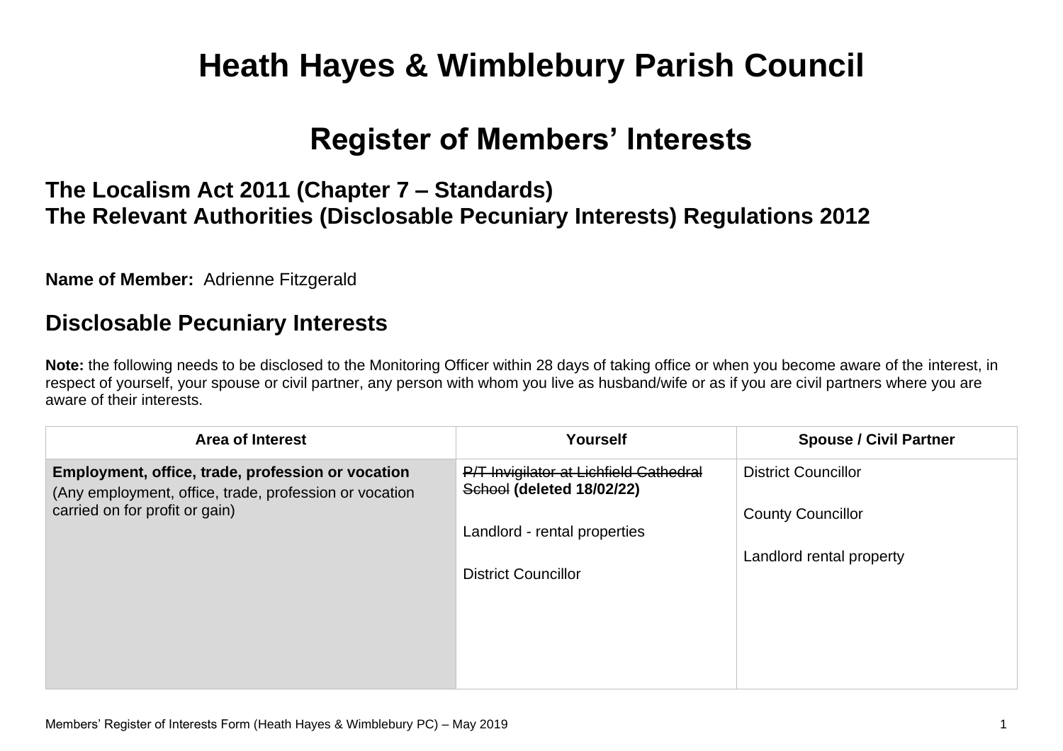# Heath Hayes & Wimblebury Parish Council

## Register of Members' Interests

### The Localism Act 2011 (Chapter 7 – Standards)
### The Relevant Authorities (Disclosable Pecuniary Interests) Regulations 2012

**Name of Member:** Adrienne Fitzgerald

## Disclosable Pecuniary Interests

**Note:** the following needs to be disclosed to the Monitoring Officer within 28 days of taking office or when you become aware of the interest, in respect of yourself, your spouse or civil partner, any person with whom you live as husband/wife or as if you are civil partners where you are aware of their interests.

| Area of Interest | Yourself | Spouse / Civil Partner |
|---|---|---|
| **Employment, office, trade, profession or vocation** (Any employment, office, trade, profession or vocation carried on for profit or gain) | ~~P/T Invigilator at Lichfield Cathedral School~~ **(deleted 18/02/22)**<br><br>Landlord - rental properties<br><br>District Councillor | District Councillor<br><br>County Councillor<br><br>Landlord rental property |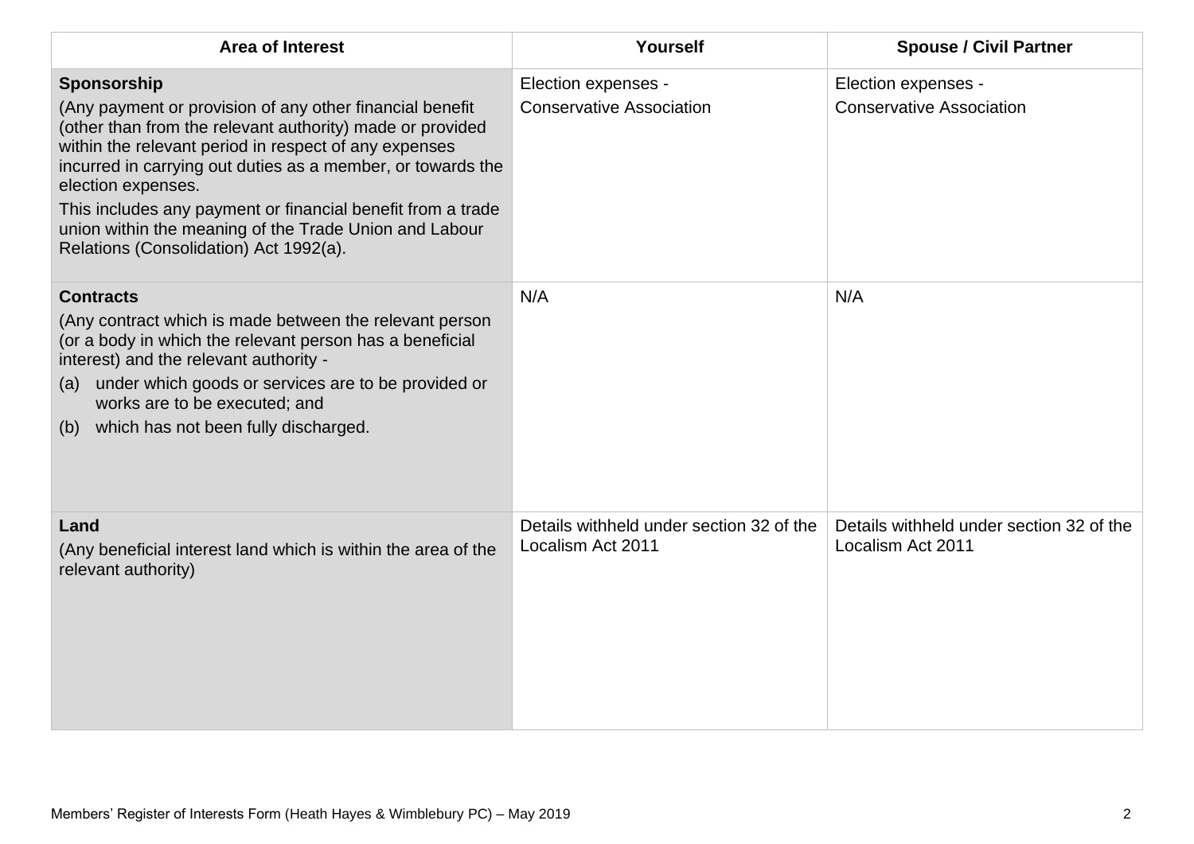| Area of Interest | Yourself | Spouse / Civil Partner |
|---|---|---|
| **Sponsorship**<br>(Any payment or provision of any other financial benefit (other than from the relevant authority) made or provided within the relevant period in respect of any expenses incurred in carrying out duties as a member, or towards the election expenses.<br>This includes any payment or financial benefit from a trade union within the meaning of the Trade Union and Labour Relations (Consolidation) Act 1992(a). | Election expenses -<br>Conservative Association | Election expenses -<br>Conservative Association |
| **Contracts**<br>(Any contract which is made between the relevant person (or a body in which the relevant person has a beneficial interest) and the relevant authority -<br>(a) under which goods or services are to be provided or works are to be executed; and<br>(b) which has not been fully discharged. | N/A | N/A |
| **Land**<br>(Any beneficial interest land which is within the area of the relevant authority) | Details withheld under section 32 of the Localism Act 2011 | Details withheld under section 32 of the Localism Act 2011 |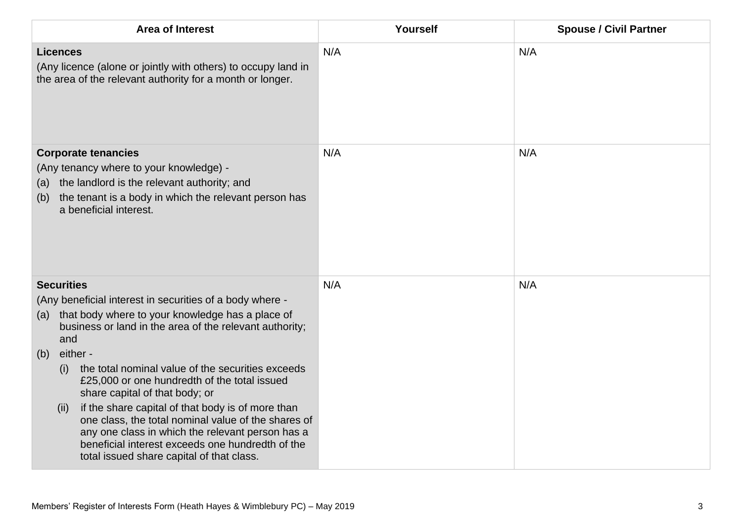| Area of Interest | Yourself | Spouse / Civil Partner |
|---|---|---|
| **Licences**<br>(Any licence (alone or jointly with others) to occupy land in the area of the relevant authority for a month or longer. | N/A | N/A |
| **Corporate tenancies**<br>(Any tenancy where to your knowledge) -<br>(a) the landlord is the relevant authority; and<br>(b) the tenant is a body in which the relevant person has a beneficial interest. | N/A | N/A |
| **Securities**<br>(Any beneficial interest in securities of a body where -<br>(a) that body where to your knowledge has a place of business or land in the area of the relevant authority; and<br>(b) either -<br>(i) the total nominal value of the securities exceeds £25,000 or one hundredth of the total issued share capital of that body; or<br>(ii) if the share capital of that body is of more than one class, the total nominal value of the shares of any one class in which the relevant person has a beneficial interest exceeds one hundredth of the total issued share capital of that class. | N/A | N/A |

Members' Register of Interests Form (Heath Hayes & Wimblebury PC) – May 2019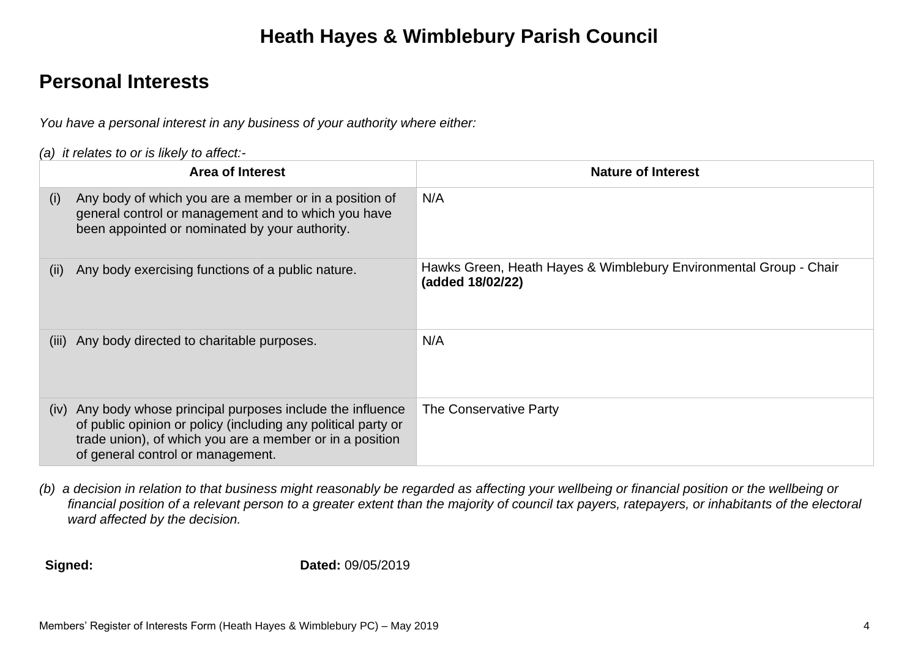# Heath Hayes & Wimblebury Parish Council

## Personal Interests

*You have a personal interest in any business of your authority where either:*

*(a) it relates to or is likely to affect:-*

| Area of Interest | Nature of Interest |
|---|---|
| (i) Any body of which you are a member or in a position of general control or management and to which you have been appointed or nominated by your authority. | N/A |
| (ii) Any body exercising functions of a public nature. | Hawks Green, Heath Hayes & Wimblebury Environmental Group - Chair **(added 18/02/22)** |
| (iii) Any body directed to charitable purposes. | N/A |
| (iv) Any body whose principal purposes include the influence of public opinion or policy (including any political party or trade union), of which you are a member or in a position of general control or management. | The Conservative Party |

*(b) a decision in relation to that business might reasonably be regarded as affecting your wellbeing or financial position or the wellbeing or financial position of a relevant person to a greater extent than the majority of council tax payers, ratepayers, or inhabitants of the electoral ward affected by the decision.*

**Signed:** **Dated:** 09/05/2019